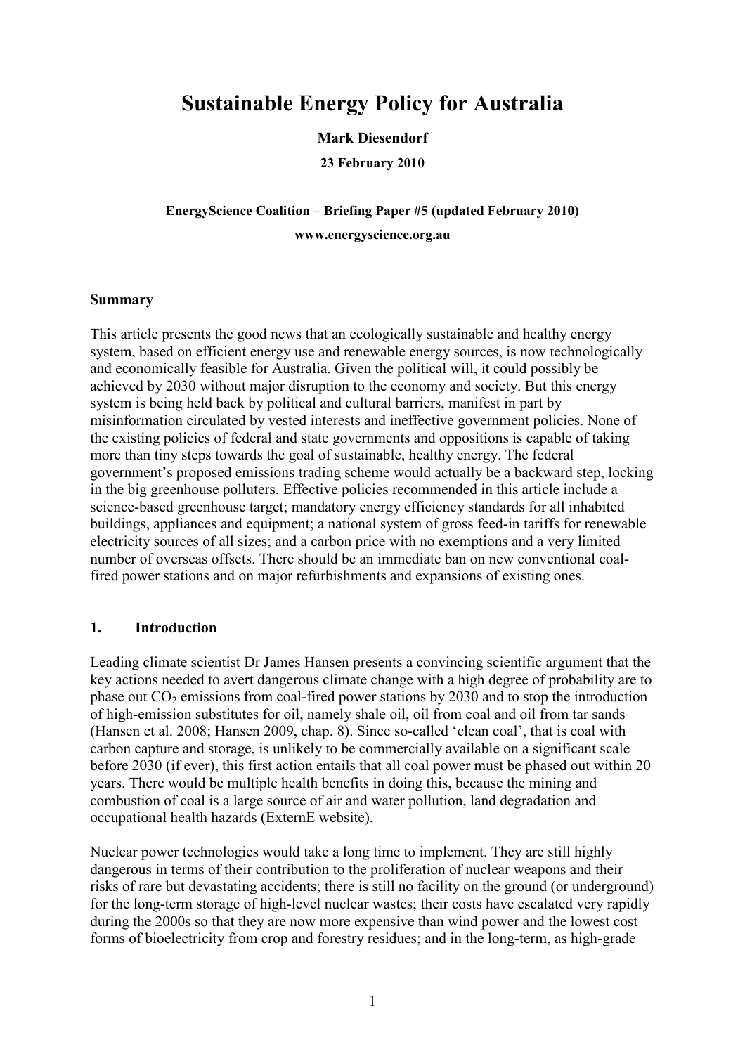# Sustainable Energy Policy for Australia

**Mark Diesendorf**

**23 February 2010**

**EnergyScience Coalition – Briefing Paper #5 (updated February 2010)**

**www.energyscience.org.au**

**Summary**

This article presents the good news that an ecologically sustainable and healthy energy system, based on efficient energy use and renewable energy sources, is now technologically and economically feasible for Australia. Given the political will, it could possibly be achieved by 2030 without major disruption to the economy and society. But this energy system is being held back by political and cultural barriers, manifest in part by misinformation circulated by vested interests and ineffective government policies. None of the existing policies of federal and state governments and oppositions is capable of taking more than tiny steps towards the goal of sustainable, healthy energy. The federal government's proposed emissions trading scheme would actually be a backward step, locking in the big greenhouse polluters. Effective policies recommended in this article include a science-based greenhouse target; mandatory energy efficiency standards for all inhabited buildings, appliances and equipment; a national system of gross feed-in tariffs for renewable electricity sources of all sizes; and a carbon price with no exemptions and a very limited number of overseas offsets. There should be an immediate ban on new conventional coal-fired power stations and on major refurbishments and expansions of existing ones.

## 1. Introduction

Leading climate scientist Dr James Hansen presents a convincing scientific argument that the key actions needed to avert dangerous climate change with a high degree of probability are to phase out $CO_2$ emissions from coal-fired power stations by 2030 and to stop the introduction of high-emission substitutes for oil, namely shale oil, oil from coal and oil from tar sands (Hansen et al. 2008; Hansen 2009, chap. 8). Since so-called 'clean coal', that is coal with carbon capture and storage, is unlikely to be commercially available on a significant scale before 2030 (if ever), this first action entails that all coal power must be phased out within 20 years. There would be multiple health benefits in doing this, because the mining and combustion of coal is a large source of air and water pollution, land degradation and occupational health hazards (ExternE website).

Nuclear power technologies would take a long time to implement. They are still highly dangerous in terms of their contribution to the proliferation of nuclear weapons and their risks of rare but devastating accidents; there is still no facility on the ground (or underground) for the long-term storage of high-level nuclear wastes; their costs have escalated very rapidly during the 2000s so that they are now more expensive than wind power and the lowest cost forms of bioelectricity from crop and forestry residues; and in the long-term, as high-grade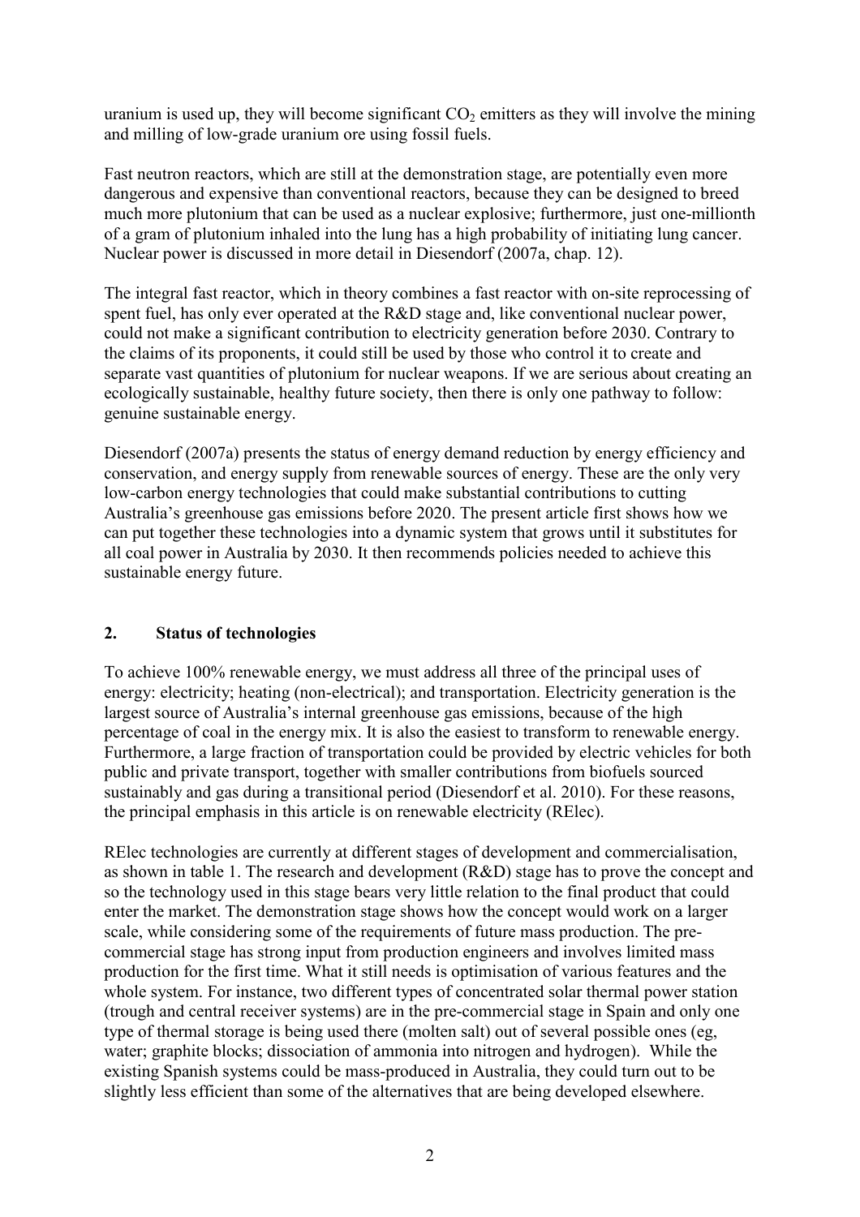uranium is used up, they will become significant $CO_2$ emitters as they will involve the mining and milling of low-grade uranium ore using fossil fuels.

Fast neutron reactors, which are still at the demonstration stage, are potentially even more dangerous and expensive than conventional reactors, because they can be designed to breed much more plutonium that can be used as a nuclear explosive; furthermore, just one-millionth of a gram of plutonium inhaled into the lung has a high probability of initiating lung cancer. Nuclear power is discussed in more detail in Diesendorf (2007a, chap. 12).

The integral fast reactor, which in theory combines a fast reactor with on-site reprocessing of spent fuel, has only ever operated at the R&D stage and, like conventional nuclear power, could not make a significant contribution to electricity generation before 2030. Contrary to the claims of its proponents, it could still be used by those who control it to create and separate vast quantities of plutonium for nuclear weapons. If we are serious about creating an ecologically sustainable, healthy future society, then there is only one pathway to follow: genuine sustainable energy.

Diesendorf (2007a) presents the status of energy demand reduction by energy efficiency and conservation, and energy supply from renewable sources of energy. These are the only very low-carbon energy technologies that could make substantial contributions to cutting Australia's greenhouse gas emissions before 2020. The present article first shows how we can put together these technologies into a dynamic system that grows until it substitutes for all coal power in Australia by 2030. It then recommends policies needed to achieve this sustainable energy future.

## 2. Status of technologies

To achieve 100% renewable energy, we must address all three of the principal uses of energy: electricity; heating (non-electrical); and transportation. Electricity generation is the largest source of Australia's internal greenhouse gas emissions, because of the high percentage of coal in the energy mix. It is also the easiest to transform to renewable energy. Furthermore, a large fraction of transportation could be provided by electric vehicles for both public and private transport, together with smaller contributions from biofuels sourced sustainably and gas during a transitional period (Diesendorf et al. 2010). For these reasons, the principal emphasis in this article is on renewable electricity (RElec).

RElec technologies are currently at different stages of development and commercialisation, as shown in table 1. The research and development (R&D) stage has to prove the concept and so the technology used in this stage bears very little relation to the final product that could enter the market. The demonstration stage shows how the concept would work on a larger scale, while considering some of the requirements of future mass production. The pre-commercial stage has strong input from production engineers and involves limited mass production for the first time. What it still needs is optimisation of various features and the whole system. For instance, two different types of concentrated solar thermal power station (trough and central receiver systems) are in the pre-commercial stage in Spain and only one type of thermal storage is being used there (molten salt) out of several possible ones (eg, water; graphite blocks; dissociation of ammonia into nitrogen and hydrogen). While the existing Spanish systems could be mass-produced in Australia, they could turn out to be slightly less efficient than some of the alternatives that are being developed elsewhere.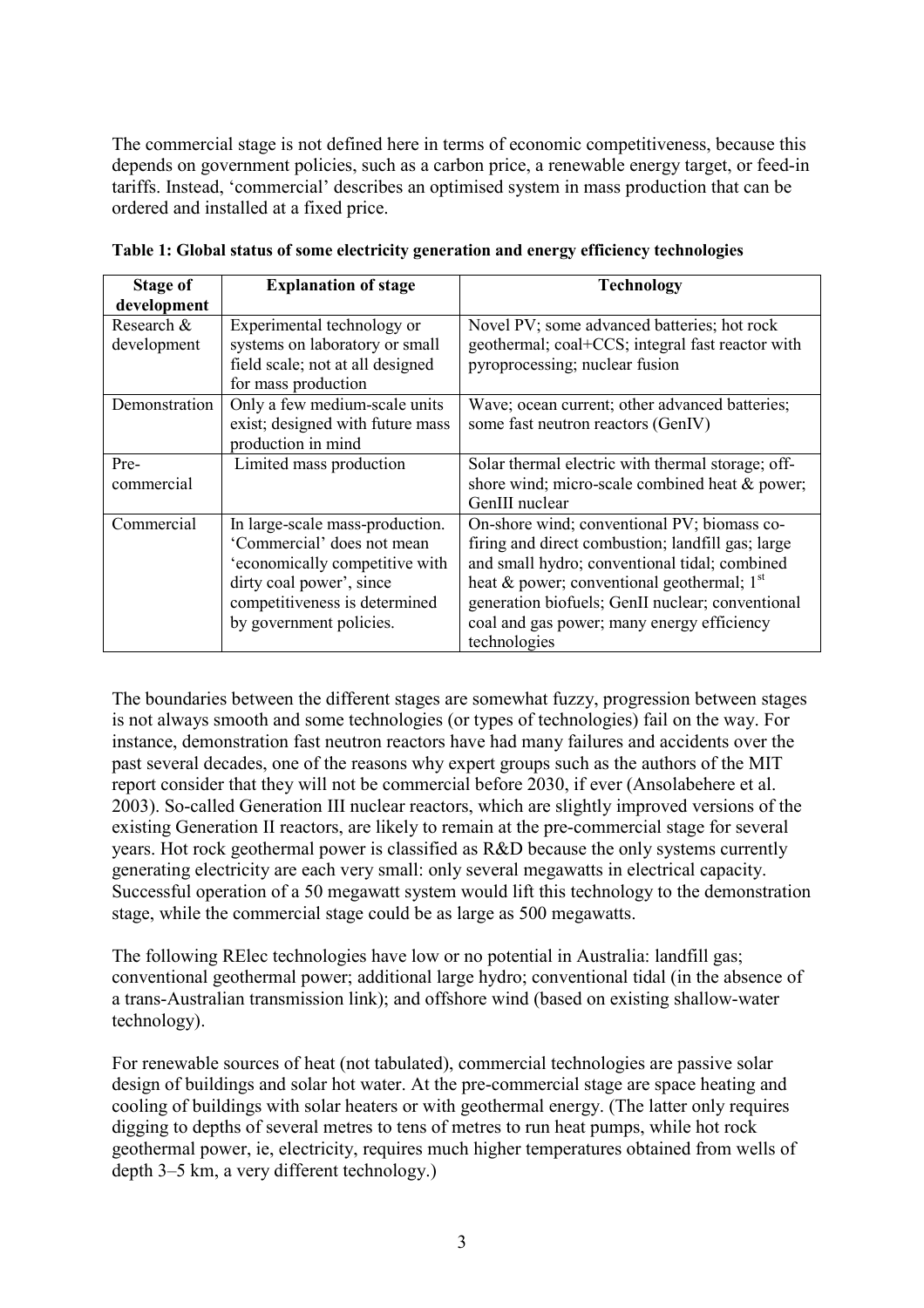The commercial stage is not defined here in terms of economic competitiveness, because this depends on government policies, such as a carbon price, a renewable energy target, or feed-in tariffs. Instead, 'commercial' describes an optimised system in mass production that can be ordered and installed at a fixed price.

**Table 1: Global status of some electricity generation and energy efficiency technologies**

| Stage of development | Explanation of stage | Technology |
|---|---|---|
| Research & development | Experimental technology or systems on laboratory or small field scale; not at all designed for mass production | Novel PV; some advanced batteries; hot rock geothermal; coal+CCS; integral fast reactor with pyroprocessing; nuclear fusion |
| Demonstration | Only a few medium-scale units exist; designed with future mass production in mind | Wave; ocean current; other advanced batteries; some fast neutron reactors (GenIV) |
| Pre-commercial | Limited mass production | Solar thermal electric with thermal storage; off-shore wind; micro-scale combined heat & power; GenIII nuclear |
| Commercial | In large-scale mass-production. 'Commercial' does not mean 'economically competitive with dirty coal power', since competitiveness is determined by government policies. | On-shore wind; conventional PV; biomass co-firing and direct combustion; landfill gas; large and small hydro; conventional tidal; combined heat & power; conventional geothermal; 1st generation biofuels; GenII nuclear; conventional coal and gas power; many energy efficiency technologies |

The boundaries between the different stages are somewhat fuzzy, progression between stages is not always smooth and some technologies (or types of technologies) fail on the way. For instance, demonstration fast neutron reactors have had many failures and accidents over the past several decades, one of the reasons why expert groups such as the authors of the MIT report consider that they will not be commercial before 2030, if ever (Ansolabehere et al. 2003). So-called Generation III nuclear reactors, which are slightly improved versions of the existing Generation II reactors, are likely to remain at the pre-commercial stage for several years. Hot rock geothermal power is classified as R&D because the only systems currently generating electricity are each very small: only several megawatts in electrical capacity. Successful operation of a 50 megawatt system would lift this technology to the demonstration stage, while the commercial stage could be as large as 500 megawatts.

The following RElec technologies have low or no potential in Australia: landfill gas; conventional geothermal power; additional large hydro; conventional tidal (in the absence of a trans-Australian transmission link); and offshore wind (based on existing shallow-water technology).

For renewable sources of heat (not tabulated), commercial technologies are passive solar design of buildings and solar hot water. At the pre-commercial stage are space heating and cooling of buildings with solar heaters or with geothermal energy. (The latter only requires digging to depths of several metres to tens of metres to run heat pumps, while hot rock geothermal power, ie, electricity, requires much higher temperatures obtained from wells of depth 3–5 km, a very different technology.)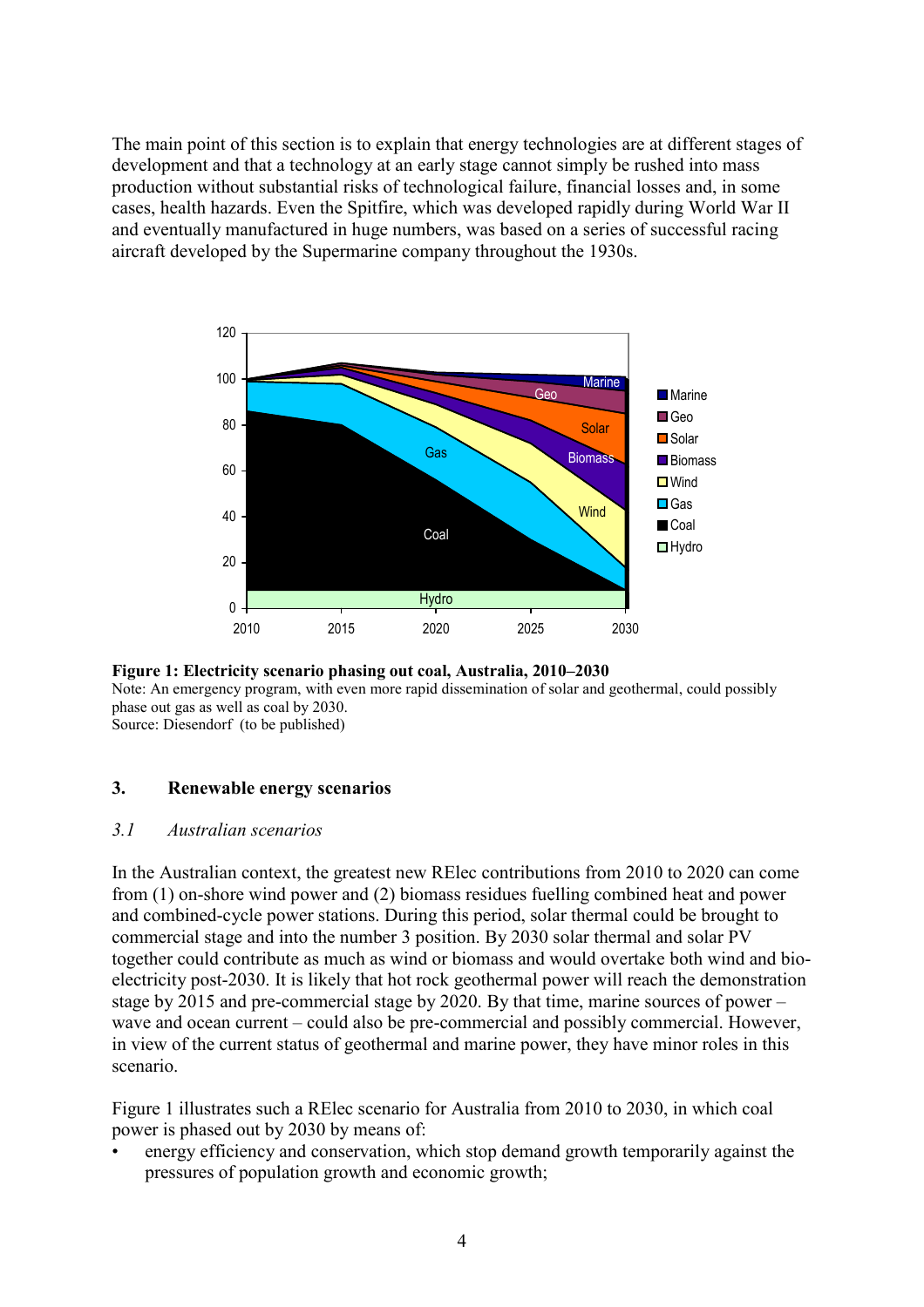The main point of this section is to explain that energy technologies are at different stages of development and that a technology at an early stage cannot simply be rushed into mass production without substantial risks of technological failure, financial losses and, in some cases, health hazards. Even the Spitfire, which was developed rapidly during World War II and eventually manufactured in huge numbers, was based on a series of successful racing aircraft developed by the Supermarine company throughout the 1930s.

**Figure 1: Electricity scenario phasing out coal, Australia, 2010–2030**

Note: An emergency program, with even more rapid dissemination of solar and geothermal, could possibly phase out gas as well as coal by 2030.

Source: Diesendorf (to be published)

## 3. Renewable energy scenarios

### *3.1 Australian scenarios*

In the Australian context, the greatest new RElec contributions from 2010 to 2020 can come from (1) on-shore wind power and (2) biomass residues fuelling combined heat and power and combined-cycle power stations. During this period, solar thermal could be brought to commercial stage and into the number 3 position. By 2030 solar thermal and solar PV together could contribute as much as wind or biomass and would overtake both wind and bio-electricity post-2030. It is likely that hot rock geothermal power will reach the demonstration stage by 2015 and pre-commercial stage by 2020. By that time, marine sources of power – wave and ocean current – could also be pre-commercial and possibly commercial. However, in view of the current status of geothermal and marine power, they have minor roles in this scenario.

Figure 1 illustrates such a RElec scenario for Australia from 2010 to 2030, in which coal power is phased out by 2030 by means of:

- energy efficiency and conservation, which stop demand growth temporarily against the pressures of population growth and economic growth;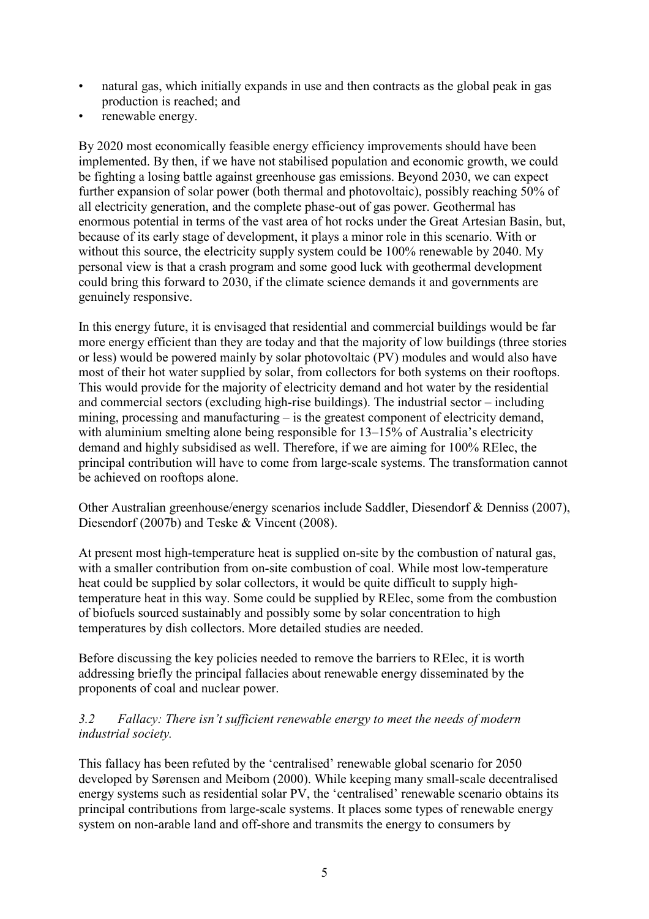- natural gas, which initially expands in use and then contracts as the global peak in gas production is reached; and
- renewable energy.

By 2020 most economically feasible energy efficiency improvements should have been implemented. By then, if we have not stabilised population and economic growth, we could be fighting a losing battle against greenhouse gas emissions. Beyond 2030, we can expect further expansion of solar power (both thermal and photovoltaic), possibly reaching 50% of all electricity generation, and the complete phase-out of gas power. Geothermal has enormous potential in terms of the vast area of hot rocks under the Great Artesian Basin, but, because of its early stage of development, it plays a minor role in this scenario. With or without this source, the electricity supply system could be 100% renewable by 2040. My personal view is that a crash program and some good luck with geothermal development could bring this forward to 2030, if the climate science demands it and governments are genuinely responsive.

In this energy future, it is envisaged that residential and commercial buildings would be far more energy efficient than they are today and that the majority of low buildings (three stories or less) would be powered mainly by solar photovoltaic (PV) modules and would also have most of their hot water supplied by solar, from collectors for both systems on their rooftops. This would provide for the majority of electricity demand and hot water by the residential and commercial sectors (excluding high-rise buildings). The industrial sector – including mining, processing and manufacturing – is the greatest component of electricity demand, with aluminium smelting alone being responsible for 13–15% of Australia's electricity demand and highly subsidised as well. Therefore, if we are aiming for 100% RElec, the principal contribution will have to come from large-scale systems. The transformation cannot be achieved on rooftops alone.

Other Australian greenhouse/energy scenarios include Saddler, Diesendorf & Denniss (2007), Diesendorf (2007b) and Teske & Vincent (2008).

At present most high-temperature heat is supplied on-site by the combustion of natural gas, with a smaller contribution from on-site combustion of coal. While most low-temperature heat could be supplied by solar collectors, it would be quite difficult to supply high-temperature heat in this way. Some could be supplied by RElec, some from the combustion of biofuels sourced sustainably and possibly some by solar concentration to high temperatures by dish collectors. More detailed studies are needed.

Before discussing the key policies needed to remove the barriers to RElec, it is worth addressing briefly the principal fallacies about renewable energy disseminated by the proponents of coal and nuclear power.

### *3.2 Fallacy: There isn't sufficient renewable energy to meet the needs of modern industrial society.*

This fallacy has been refuted by the 'centralised' renewable global scenario for 2050 developed by Sørensen and Meibom (2000). While keeping many small-scale decentralised energy systems such as residential solar PV, the 'centralised' renewable scenario obtains its principal contributions from large-scale systems. It places some types of renewable energy system on non-arable land and off-shore and transmits the energy to consumers by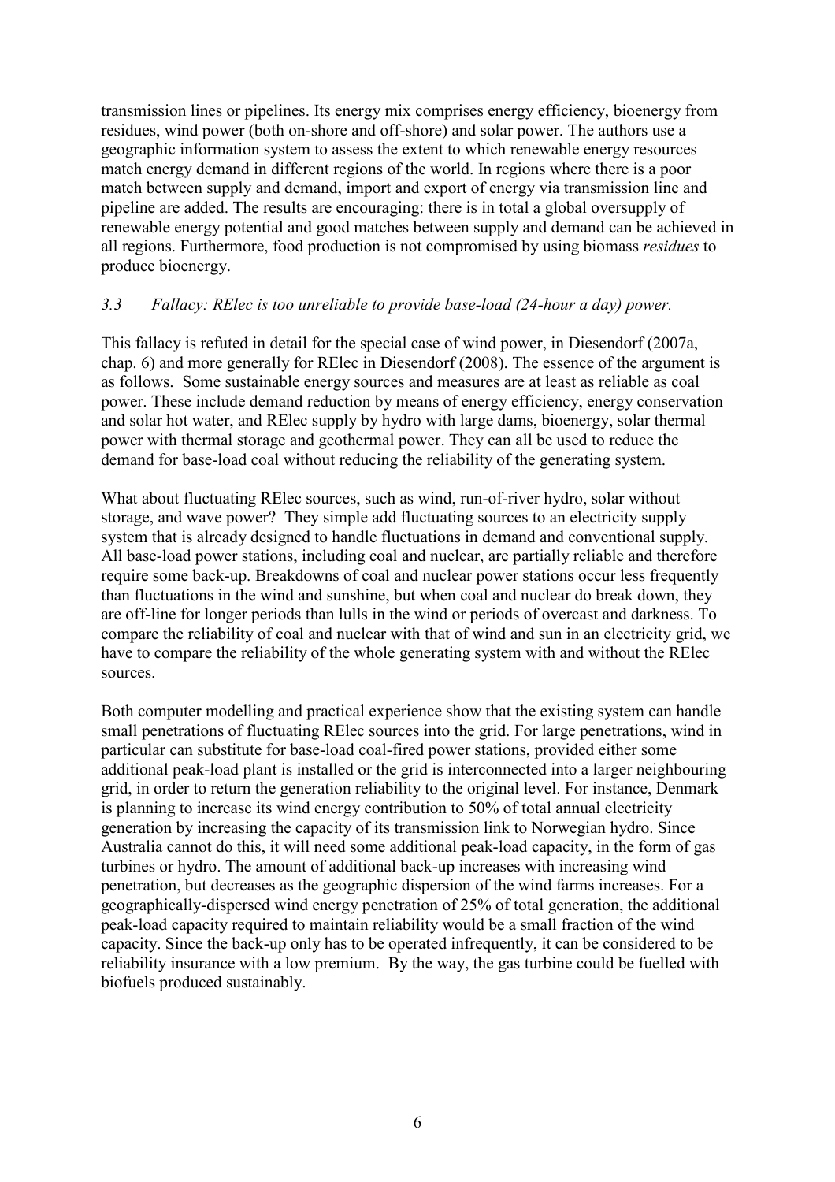transmission lines or pipelines. Its energy mix comprises energy efficiency, bioenergy from residues, wind power (both on-shore and off-shore) and solar power. The authors use a geographic information system to assess the extent to which renewable energy resources match energy demand in different regions of the world. In regions where there is a poor match between supply and demand, import and export of energy via transmission line and pipeline are added. The results are encouraging: there is in total a global oversupply of renewable energy potential and good matches between supply and demand can be achieved in all regions. Furthermore, food production is not compromised by using biomass *residues* to produce bioenergy.

### *3.3 Fallacy: RElec is too unreliable to provide base-load (24-hour a day) power.*

This fallacy is refuted in detail for the special case of wind power, in Diesendorf (2007a, chap. 6) and more generally for RElec in Diesendorf (2008). The essence of the argument is as follows. Some sustainable energy sources and measures are at least as reliable as coal power. These include demand reduction by means of energy efficiency, energy conservation and solar hot water, and RElec supply by hydro with large dams, bioenergy, solar thermal power with thermal storage and geothermal power. They can all be used to reduce the demand for base-load coal without reducing the reliability of the generating system.

What about fluctuating RElec sources, such as wind, run-of-river hydro, solar without storage, and wave power? They simple add fluctuating sources to an electricity supply system that is already designed to handle fluctuations in demand and conventional supply. All base-load power stations, including coal and nuclear, are partially reliable and therefore require some back-up. Breakdowns of coal and nuclear power stations occur less frequently than fluctuations in the wind and sunshine, but when coal and nuclear do break down, they are off-line for longer periods than lulls in the wind or periods of overcast and darkness. To compare the reliability of coal and nuclear with that of wind and sun in an electricity grid, we have to compare the reliability of the whole generating system with and without the RElec sources.

Both computer modelling and practical experience show that the existing system can handle small penetrations of fluctuating RElec sources into the grid. For large penetrations, wind in particular can substitute for base-load coal-fired power stations, provided either some additional peak-load plant is installed or the grid is interconnected into a larger neighbouring grid, in order to return the generation reliability to the original level. For instance, Denmark is planning to increase its wind energy contribution to 50% of total annual electricity generation by increasing the capacity of its transmission link to Norwegian hydro. Since Australia cannot do this, it will need some additional peak-load capacity, in the form of gas turbines or hydro. The amount of additional back-up increases with increasing wind penetration, but decreases as the geographic dispersion of the wind farms increases. For a geographically-dispersed wind energy penetration of 25% of total generation, the additional peak-load capacity required to maintain reliability would be a small fraction of the wind capacity. Since the back-up only has to be operated infrequently, it can be considered to be reliability insurance with a low premium. By the way, the gas turbine could be fuelled with biofuels produced sustainably.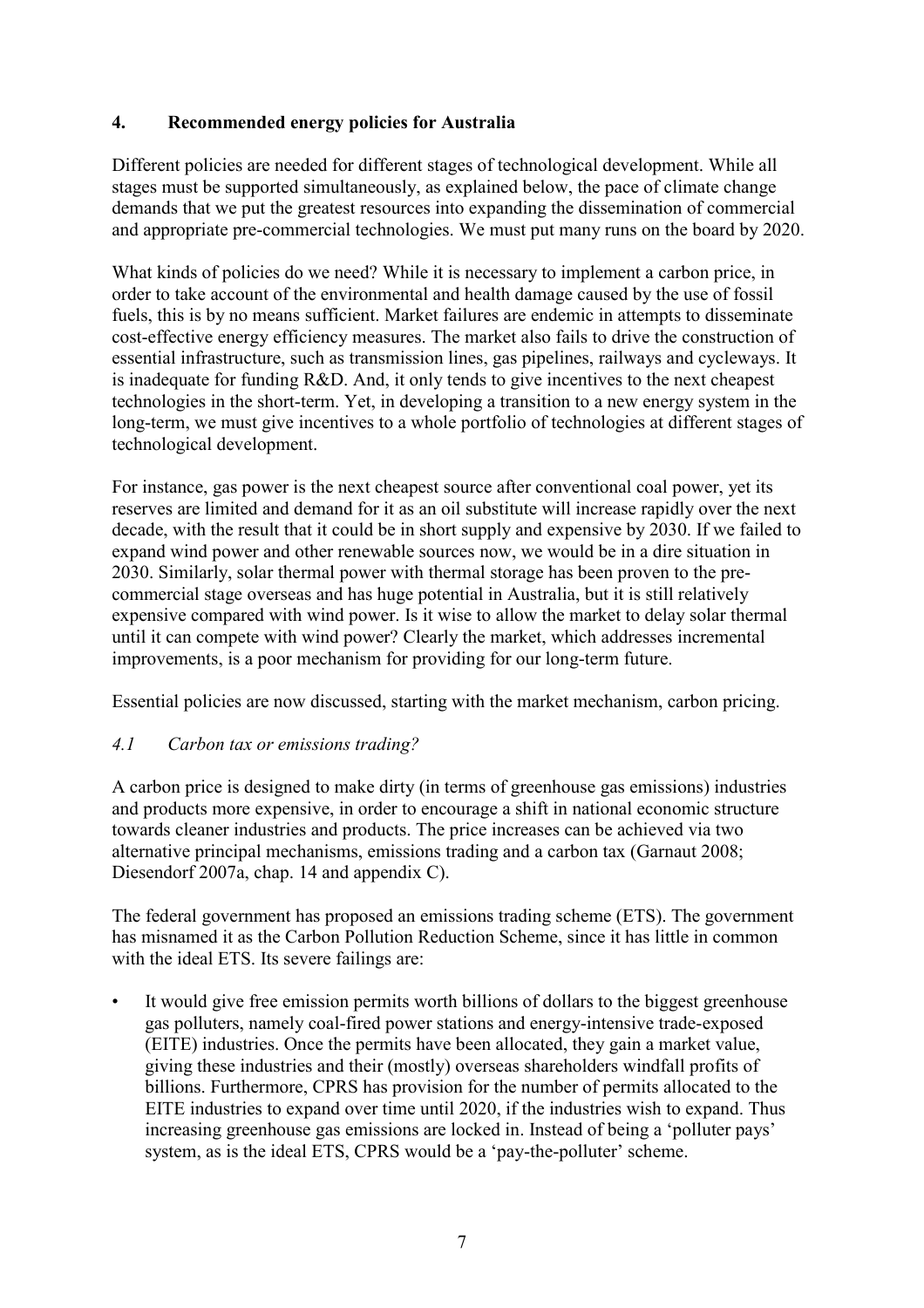## 4. Recommended energy policies for Australia

Different policies are needed for different stages of technological development. While all stages must be supported simultaneously, as explained below, the pace of climate change demands that we put the greatest resources into expanding the dissemination of commercial and appropriate pre-commercial technologies. We must put many runs on the board by 2020.

What kinds of policies do we need? While it is necessary to implement a carbon price, in order to take account of the environmental and health damage caused by the use of fossil fuels, this is by no means sufficient. Market failures are endemic in attempts to disseminate cost-effective energy efficiency measures. The market also fails to drive the construction of essential infrastructure, such as transmission lines, gas pipelines, railways and cycleways. It is inadequate for funding R&D. And, it only tends to give incentives to the next cheapest technologies in the short-term. Yet, in developing a transition to a new energy system in the long-term, we must give incentives to a whole portfolio of technologies at different stages of technological development.

For instance, gas power is the next cheapest source after conventional coal power, yet its reserves are limited and demand for it as an oil substitute will increase rapidly over the next decade, with the result that it could be in short supply and expensive by 2030. If we failed to expand wind power and other renewable sources now, we would be in a dire situation in 2030. Similarly, solar thermal power with thermal storage has been proven to the pre-commercial stage overseas and has huge potential in Australia, but it is still relatively expensive compared with wind power. Is it wise to allow the market to delay solar thermal until it can compete with wind power? Clearly the market, which addresses incremental improvements, is a poor mechanism for providing for our long-term future.

Essential policies are now discussed, starting with the market mechanism, carbon pricing.

### *4.1 Carbon tax or emissions trading?*

A carbon price is designed to make dirty (in terms of greenhouse gas emissions) industries and products more expensive, in order to encourage a shift in national economic structure towards cleaner industries and products. The price increases can be achieved via two alternative principal mechanisms, emissions trading and a carbon tax (Garnaut 2008; Diesendorf 2007a, chap. 14 and appendix C).

The federal government has proposed an emissions trading scheme (ETS). The government has misnamed it as the Carbon Pollution Reduction Scheme, since it has little in common with the ideal ETS. Its severe failings are:

- It would give free emission permits worth billions of dollars to the biggest greenhouse gas polluters, namely coal-fired power stations and energy-intensive trade-exposed (EITE) industries. Once the permits have been allocated, they gain a market value, giving these industries and their (mostly) overseas shareholders windfall profits of billions. Furthermore, CPRS has provision for the number of permits allocated to the EITE industries to expand over time until 2020, if the industries wish to expand. Thus increasing greenhouse gas emissions are locked in. Instead of being a 'polluter pays' system, as is the ideal ETS, CPRS would be a 'pay-the-polluter' scheme.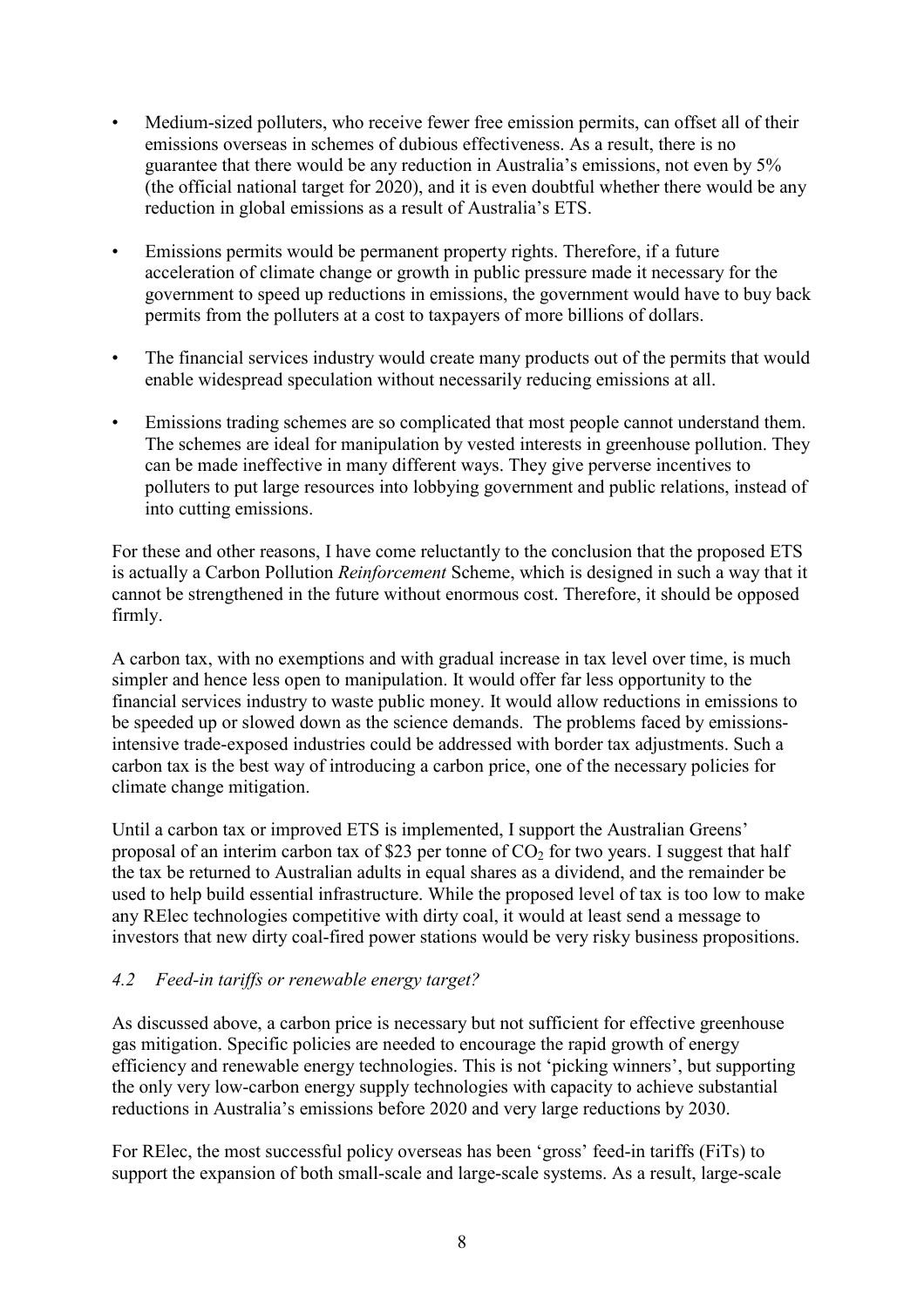- Medium-sized polluters, who receive fewer free emission permits, can offset all of their emissions overseas in schemes of dubious effectiveness. As a result, there is no guarantee that there would be any reduction in Australia's emissions, not even by 5% (the official national target for 2020), and it is even doubtful whether there would be any reduction in global emissions as a result of Australia's ETS.

- Emissions permits would be permanent property rights. Therefore, if a future acceleration of climate change or growth in public pressure made it necessary for the government to speed up reductions in emissions, the government would have to buy back permits from the polluters at a cost to taxpayers of more billions of dollars.

- The financial services industry would create many products out of the permits that would enable widespread speculation without necessarily reducing emissions at all.

- Emissions trading schemes are so complicated that most people cannot understand them. The schemes are ideal for manipulation by vested interests in greenhouse pollution. They can be made ineffective in many different ways. They give perverse incentives to polluters to put large resources into lobbying government and public relations, instead of into cutting emissions.

For these and other reasons, I have come reluctantly to the conclusion that the proposed ETS is actually a Carbon Pollution *Reinforcement* Scheme, which is designed in such a way that it cannot be strengthened in the future without enormous cost. Therefore, it should be opposed firmly.

A carbon tax, with no exemptions and with gradual increase in tax level over time, is much simpler and hence less open to manipulation. It would offer far less opportunity to the financial services industry to waste public money. It would allow reductions in emissions to be speeded up or slowed down as the science demands. The problems faced by emissions-intensive trade-exposed industries could be addressed with border tax adjustments. Such a carbon tax is the best way of introducing a carbon price, one of the necessary policies for climate change mitigation.

Until a carbon tax or improved ETS is implemented, I support the Australian Greens' proposal of an interim carbon tax of $23 per tonne of $CO_2$ for two years. I suggest that half the tax be returned to Australian adults in equal shares as a dividend, and the remainder be used to help build essential infrastructure. While the proposed level of tax is too low to make any RElec technologies competitive with dirty coal, it would at least send a message to investors that new dirty coal-fired power stations would be very risky business propositions.

### *4.2 Feed-in tariffs or renewable energy target?*

As discussed above, a carbon price is necessary but not sufficient for effective greenhouse gas mitigation. Specific policies are needed to encourage the rapid growth of energy efficiency and renewable energy technologies. This is not 'picking winners', but supporting the only very low-carbon energy supply technologies with capacity to achieve substantial reductions in Australia's emissions before 2020 and very large reductions by 2030.

For RElec, the most successful policy overseas has been 'gross' feed-in tariffs (FiTs) to support the expansion of both small-scale and large-scale systems. As a result, large-scale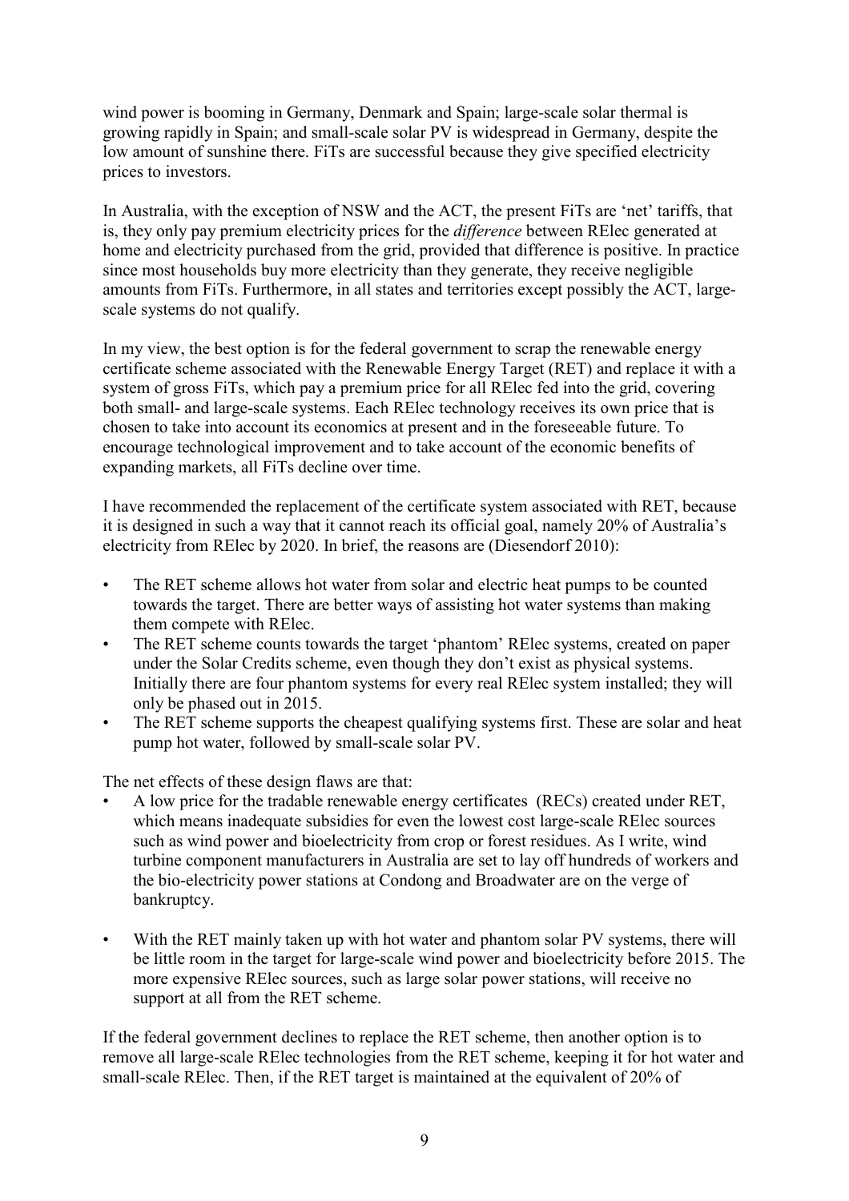wind power is booming in Germany, Denmark and Spain; large-scale solar thermal is growing rapidly in Spain; and small-scale solar PV is widespread in Germany, despite the low amount of sunshine there. FiTs are successful because they give specified electricity prices to investors.

In Australia, with the exception of NSW and the ACT, the present FiTs are 'net' tariffs, that is, they only pay premium electricity prices for the *difference* between RElec generated at home and electricity purchased from the grid, provided that difference is positive. In practice since most households buy more electricity than they generate, they receive negligible amounts from FiTs. Furthermore, in all states and territories except possibly the ACT, large-scale systems do not qualify.

In my view, the best option is for the federal government to scrap the renewable energy certificate scheme associated with the Renewable Energy Target (RET) and replace it with a system of gross FiTs, which pay a premium price for all RElec fed into the grid, covering both small- and large-scale systems. Each RElec technology receives its own price that is chosen to take into account its economics at present and in the foreseeable future. To encourage technological improvement and to take account of the economic benefits of expanding markets, all FiTs decline over time.

I have recommended the replacement of the certificate system associated with RET, because it is designed in such a way that it cannot reach its official goal, namely 20% of Australia's electricity from RElec by 2020. In brief, the reasons are (Diesendorf 2010):

- The RET scheme allows hot water from solar and electric heat pumps to be counted towards the target. There are better ways of assisting hot water systems than making them compete with RElec.
- The RET scheme counts towards the target 'phantom' RElec systems, created on paper under the Solar Credits scheme, even though they don't exist as physical systems. Initially there are four phantom systems for every real RElec system installed; they will only be phased out in 2015.
- The RET scheme supports the cheapest qualifying systems first. These are solar and heat pump hot water, followed by small-scale solar PV.

The net effects of these design flaws are that:

- A low price for the tradable renewable energy certificates (RECs) created under RET, which means inadequate subsidies for even the lowest cost large-scale RElec sources such as wind power and bioelectricity from crop or forest residues. As I write, wind turbine component manufacturers in Australia are set to lay off hundreds of workers and the bio-electricity power stations at Condong and Broadwater are on the verge of bankruptcy.
- With the RET mainly taken up with hot water and phantom solar PV systems, there will be little room in the target for large-scale wind power and bioelectricity before 2015. The more expensive RElec sources, such as large solar power stations, will receive no support at all from the RET scheme.

If the federal government declines to replace the RET scheme, then another option is to remove all large-scale RElec technologies from the RET scheme, keeping it for hot water and small-scale RElec. Then, if the RET target is maintained at the equivalent of 20% of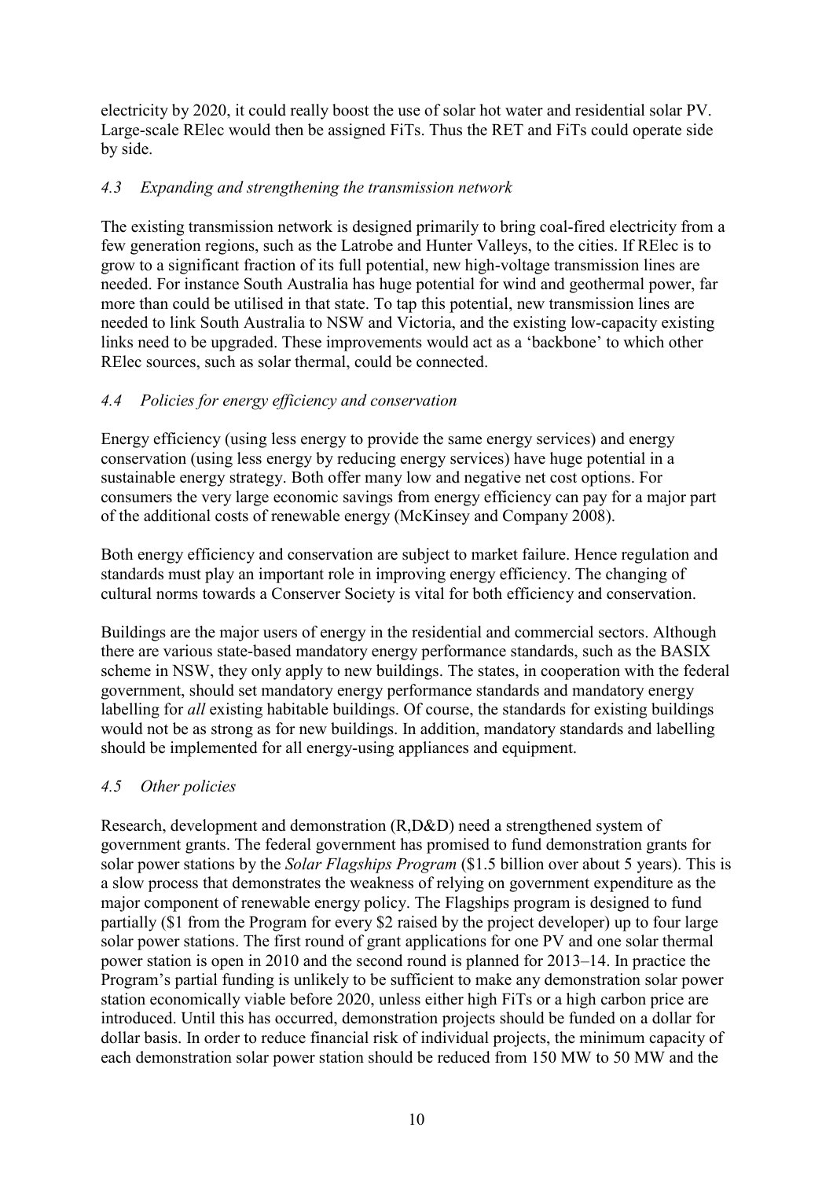electricity by 2020, it could really boost the use of solar hot water and residential solar PV. Large-scale RElec would then be assigned FiTs. Thus the RET and FiTs could operate side by side.

### *4.3 Expanding and strengthening the transmission network*

The existing transmission network is designed primarily to bring coal-fired electricity from a few generation regions, such as the Latrobe and Hunter Valleys, to the cities. If RElec is to grow to a significant fraction of its full potential, new high-voltage transmission lines are needed. For instance South Australia has huge potential for wind and geothermal power, far more than could be utilised in that state. To tap this potential, new transmission lines are needed to link South Australia to NSW and Victoria, and the existing low-capacity existing links need to be upgraded. These improvements would act as a 'backbone' to which other RElec sources, such as solar thermal, could be connected.

### *4.4 Policies for energy efficiency and conservation*

Energy efficiency (using less energy to provide the same energy services) and energy conservation (using less energy by reducing energy services) have huge potential in a sustainable energy strategy. Both offer many low and negative net cost options. For consumers the very large economic savings from energy efficiency can pay for a major part of the additional costs of renewable energy (McKinsey and Company 2008).

Both energy efficiency and conservation are subject to market failure. Hence regulation and standards must play an important role in improving energy efficiency. The changing of cultural norms towards a Conserver Society is vital for both efficiency and conservation.

Buildings are the major users of energy in the residential and commercial sectors. Although there are various state-based mandatory energy performance standards, such as the BASIX scheme in NSW, they only apply to new buildings. The states, in cooperation with the federal government, should set mandatory energy performance standards and mandatory energy labelling for *all* existing habitable buildings. Of course, the standards for existing buildings would not be as strong as for new buildings. In addition, mandatory standards and labelling should be implemented for all energy-using appliances and equipment.

### *4.5 Other policies*

Research, development and demonstration (R,D&D) need a strengthened system of government grants. The federal government has promised to fund demonstration grants for solar power stations by the *Solar Flagships Program* ($1.5 billion over about 5 years). This is a slow process that demonstrates the weakness of relying on government expenditure as the major component of renewable energy policy. The Flagships program is designed to fund partially ($1 from the Program for every $2 raised by the project developer) up to four large solar power stations. The first round of grant applications for one PV and one solar thermal power station is open in 2010 and the second round is planned for 2013–14. In practice the Program's partial funding is unlikely to be sufficient to make any demonstration solar power station economically viable before 2020, unless either high FiTs or a high carbon price are introduced. Until this has occurred, demonstration projects should be funded on a dollar for dollar basis. In order to reduce financial risk of individual projects, the minimum capacity of each demonstration solar power station should be reduced from 150 MW to 50 MW and the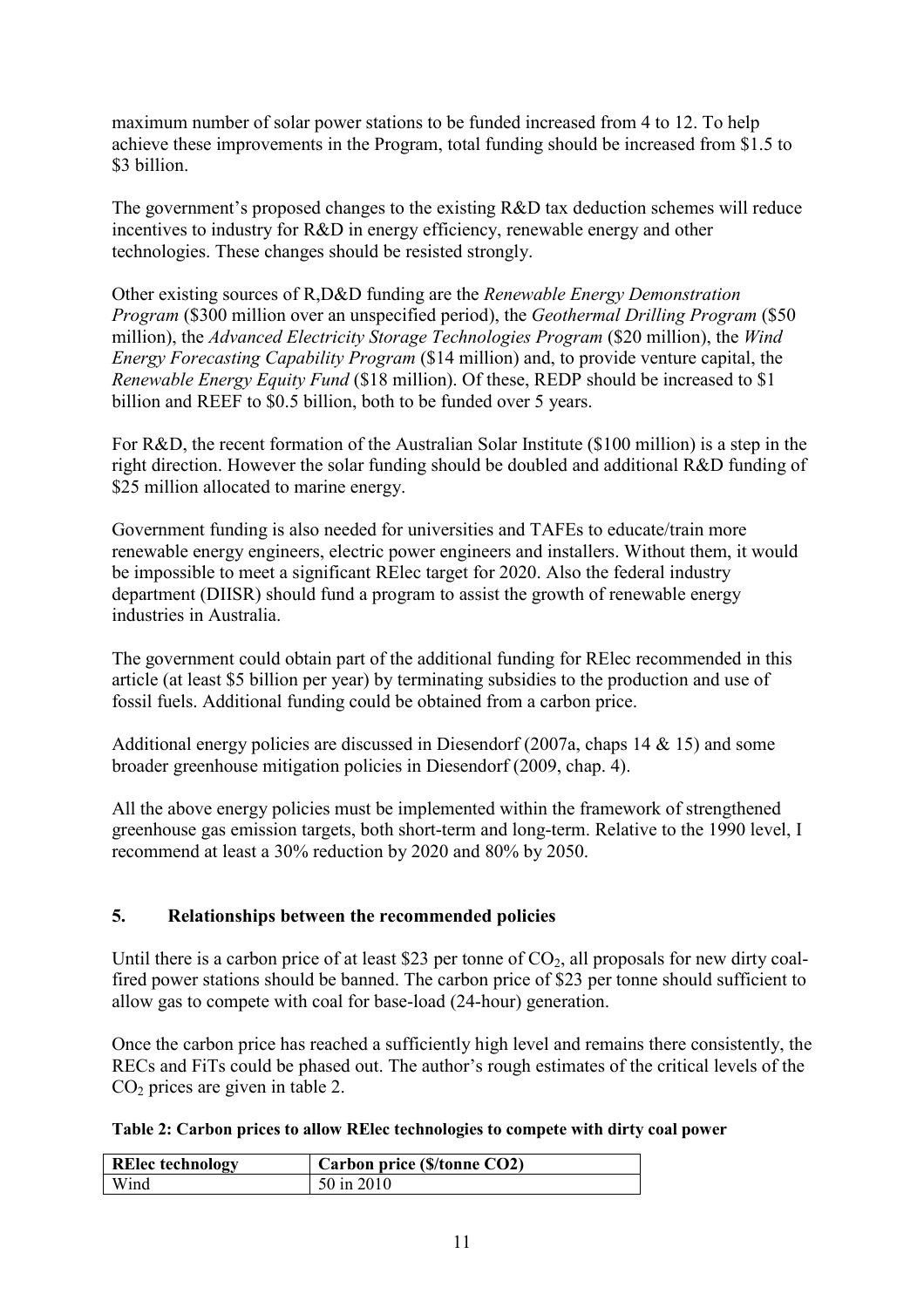maximum number of solar power stations to be funded increased from 4 to 12. To help achieve these improvements in the Program, total funding should be increased from \$1.5 to \$3 billion.

The government's proposed changes to the existing R&D tax deduction schemes will reduce incentives to industry for R&D in energy efficiency, renewable energy and other technologies. These changes should be resisted strongly.

Other existing sources of R,D&D funding are the *Renewable Energy Demonstration Program* (\$300 million over an unspecified period), the *Geothermal Drilling Program* (\$50 million), the *Advanced Electricity Storage Technologies Program* (\$20 million), the *Wind Energy Forecasting Capability Program* (\$14 million) and, to provide venture capital, the *Renewable Energy Equity Fund* (\$18 million). Of these, REDP should be increased to \$1 billion and REEF to \$0.5 billion, both to be funded over 5 years.

For R&D, the recent formation of the Australian Solar Institute (\$100 million) is a step in the right direction. However the solar funding should be doubled and additional R&D funding of \$25 million allocated to marine energy.

Government funding is also needed for universities and TAFEs to educate/train more renewable energy engineers, electric power engineers and installers. Without them, it would be impossible to meet a significant RElec target for 2020. Also the federal industry department (DIISR) should fund a program to assist the growth of renewable energy industries in Australia.

The government could obtain part of the additional funding for RElec recommended in this article (at least \$5 billion per year) by terminating subsidies to the production and use of fossil fuels. Additional funding could be obtained from a carbon price.

Additional energy policies are discussed in Diesendorf (2007a, chaps 14 & 15) and some broader greenhouse mitigation policies in Diesendorf (2009, chap. 4).

All the above energy policies must be implemented within the framework of strengthened greenhouse gas emission targets, both short-term and long-term. Relative to the 1990 level, I recommend at least a 30% reduction by 2020 and 80% by 2050.

## 5. Relationships between the recommended policies

Until there is a carbon price of at least \$23 per tonne of $CO_2$, all proposals for new dirty coal-fired power stations should be banned. The carbon price of \$23 per tonne should sufficient to allow gas to compete with coal for base-load (24-hour) generation.

Once the carbon price has reached a sufficiently high level and remains there consistently, the RECs and FiTs could be phased out. The author's rough estimates of the critical levels of the $CO_2$ prices are given in table 2.

**Table 2: Carbon prices to allow RElec technologies to compete with dirty coal power**

| RElec technology | Carbon price (\$/tonne CO2) |
|---|---|
| Wind | 50 in 2010 |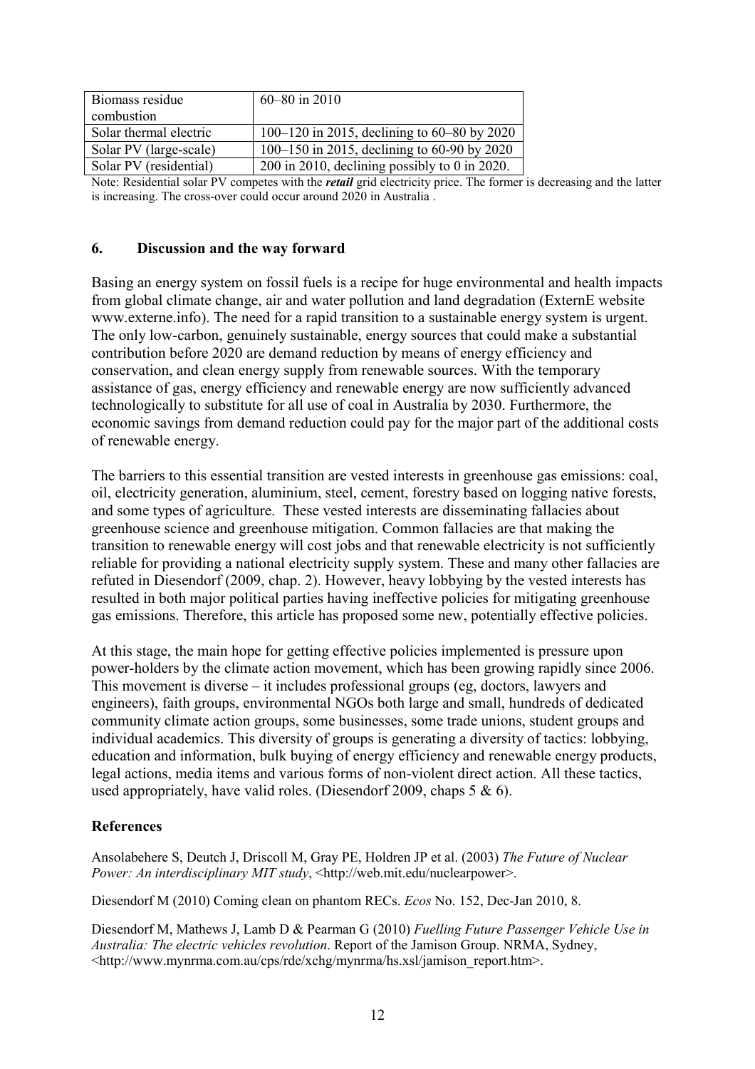| Biomass residue combustion | 60–80 in 2010 |
|---|---|
| Solar thermal electric | 100–120 in 2015, declining to 60–80 by 2020 |
| Solar PV (large-scale) | 100–150 in 2015, declining to 60-90 by 2020 |
| Solar PV (residential) | 200 in 2010, declining possibly to 0 in 2020. |

Note: Residential solar PV competes with the ***retail*** grid electricity price. The former is decreasing and the latter is increasing. The cross-over could occur around 2020 in Australia .

## 6. Discussion and the way forward

Basing an energy system on fossil fuels is a recipe for huge environmental and health impacts from global climate change, air and water pollution and land degradation (ExternE website www.externe.info). The need for a rapid transition to a sustainable energy system is urgent. The only low-carbon, genuinely sustainable, energy sources that could make a substantial contribution before 2020 are demand reduction by means of energy efficiency and conservation, and clean energy supply from renewable sources. With the temporary assistance of gas, energy efficiency and renewable energy are now sufficiently advanced technologically to substitute for all use of coal in Australia by 2030. Furthermore, the economic savings from demand reduction could pay for the major part of the additional costs of renewable energy.

The barriers to this essential transition are vested interests in greenhouse gas emissions: coal, oil, electricity generation, aluminium, steel, cement, forestry based on logging native forests, and some types of agriculture. These vested interests are disseminating fallacies about greenhouse science and greenhouse mitigation. Common fallacies are that making the transition to renewable energy will cost jobs and that renewable electricity is not sufficiently reliable for providing a national electricity supply system. These and many other fallacies are refuted in Diesendorf (2009, chap. 2). However, heavy lobbying by the vested interests has resulted in both major political parties having ineffective policies for mitigating greenhouse gas emissions. Therefore, this article has proposed some new, potentially effective policies.

At this stage, the main hope for getting effective policies implemented is pressure upon power-holders by the climate action movement, which has been growing rapidly since 2006. This movement is diverse – it includes professional groups (eg, doctors, lawyers and engineers), faith groups, environmental NGOs both large and small, hundreds of dedicated community climate action groups, some businesses, some trade unions, student groups and individual academics. This diversity of groups is generating a diversity of tactics: lobbying, education and information, bulk buying of energy efficiency and renewable energy products, legal actions, media items and various forms of non-violent direct action. All these tactics, used appropriately, have valid roles. (Diesendorf 2009, chaps 5 & 6).

## References

Ansolabehere S, Deutch J, Driscoll M, Gray PE, Holdren JP et al. (2003) *The Future of Nuclear Power: An interdisciplinary MIT study*, <http://web.mit.edu/nuclearpower>.

Diesendorf M (2010) Coming clean on phantom RECs. *Ecos* No. 152, Dec-Jan 2010, 8.

Diesendorf M, Mathews J, Lamb D & Pearman G (2010) *Fuelling Future Passenger Vehicle Use in Australia: The electric vehicles revolution*. Report of the Jamison Group. NRMA, Sydney, <http://www.mynrma.com.au/cps/rde/xchg/mynrma/hs.xsl/jamison_report.htm>.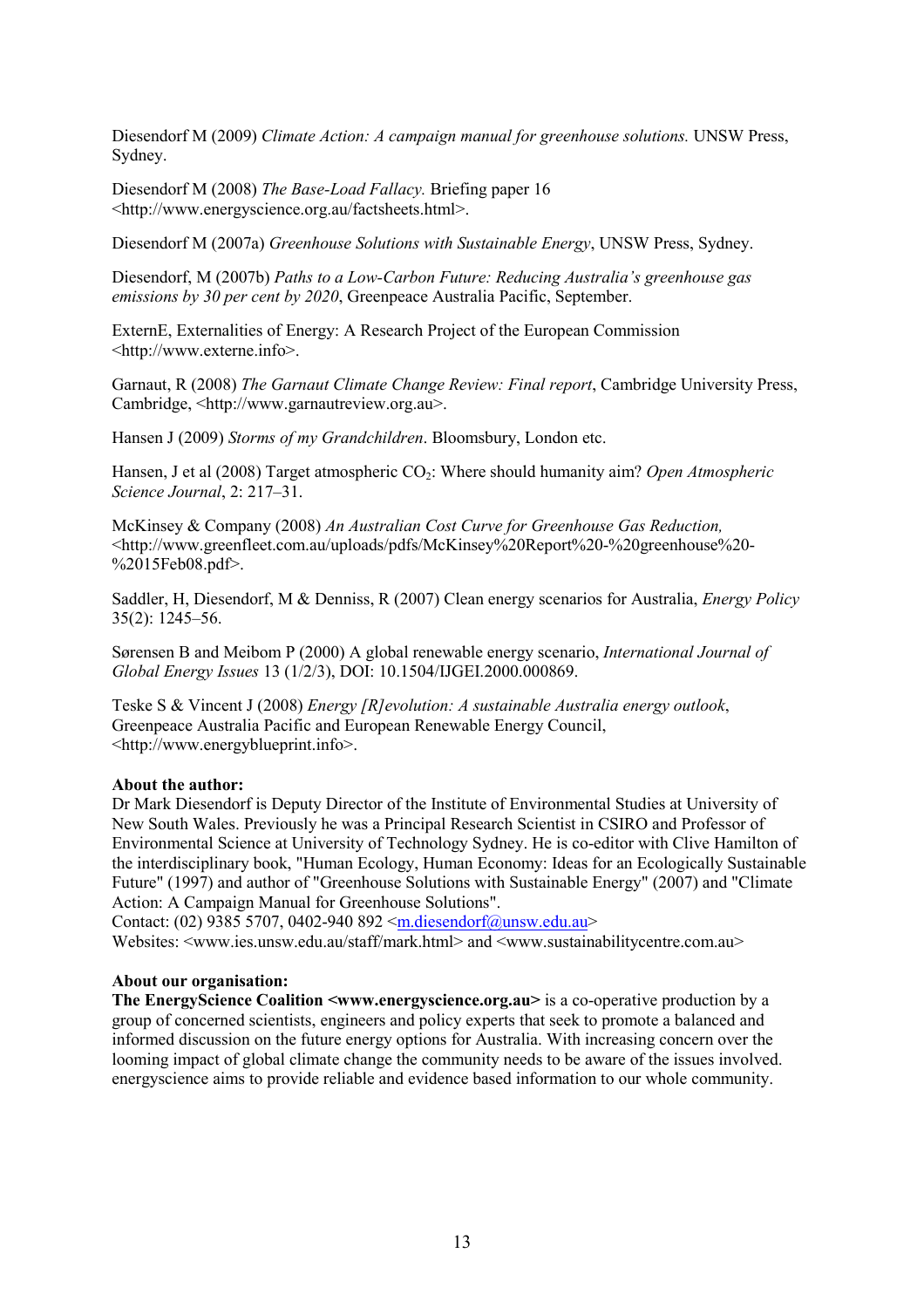Diesendorf M (2009) *Climate Action: A campaign manual for greenhouse solutions.* UNSW Press, Sydney.

Diesendorf M (2008) *The Base-Load Fallacy.* Briefing paper 16 <http://www.energyscience.org.au/factsheets.html>.

Diesendorf M (2007a) *Greenhouse Solutions with Sustainable Energy*, UNSW Press, Sydney.

Diesendorf, M (2007b) *Paths to a Low-Carbon Future: Reducing Australia's greenhouse gas emissions by 30 per cent by 2020*, Greenpeace Australia Pacific, September.

ExternE, Externalities of Energy: A Research Project of the European Commission <http://www.externe.info>.

Garnaut, R (2008) *The Garnaut Climate Change Review: Final report*, Cambridge University Press, Cambridge, <http://www.garnautreview.org.au>.

Hansen J (2009) *Storms of my Grandchildren*. Bloomsbury, London etc.

Hansen, J et al (2008) Target atmospheric $CO_2$: Where should humanity aim? *Open Atmospheric Science Journal*, 2: 217–31.

McKinsey & Company (2008) *An Australian Cost Curve for Greenhouse Gas Reduction,* <http://www.greenfleet.com.au/uploads/pdfs/McKinsey%20Report%20-%20greenhouse%20-%2015Feb08.pdf>.

Saddler, H, Diesendorf, M & Denniss, R (2007) Clean energy scenarios for Australia, *Energy Policy* 35(2): 1245–56.

Sørensen B and Meibom P (2000) A global renewable energy scenario, *International Journal of Global Energy Issues* 13 (1/2/3), DOI: 10.1504/IJGEI.2000.000869.

Teske S & Vincent J (2008) *Energy [R]evolution: A sustainable Australia energy outlook*, Greenpeace Australia Pacific and European Renewable Energy Council, <http://www.energyblueprint.info>.

**About the author:**
Dr Mark Diesendorf is Deputy Director of the Institute of Environmental Studies at University of New South Wales. Previously he was a Principal Research Scientist in CSIRO and Professor of Environmental Science at University of Technology Sydney. He is co-editor with Clive Hamilton of the interdisciplinary book, "Human Ecology, Human Economy: Ideas for an Ecologically Sustainable Future" (1997) and author of "Greenhouse Solutions with Sustainable Energy" (2007) and "Climate Action: A Campaign Manual for Greenhouse Solutions".
Contact: (02) 9385 5707, 0402-940 892 <m.diesendorf@unsw.edu.au>
Websites: <www.ies.unsw.edu.au/staff/mark.html> and <www.sustainabilitycentre.com.au>

**About our organisation:**
**The EnergyScience Coalition <www.energyscience.org.au>** is a co-operative production by a group of concerned scientists, engineers and policy experts that seek to promote a balanced and informed discussion on the future energy options for Australia. With increasing concern over the looming impact of global climate change the community needs to be aware of the issues involved. energyscience aims to provide reliable and evidence based information to our whole community.